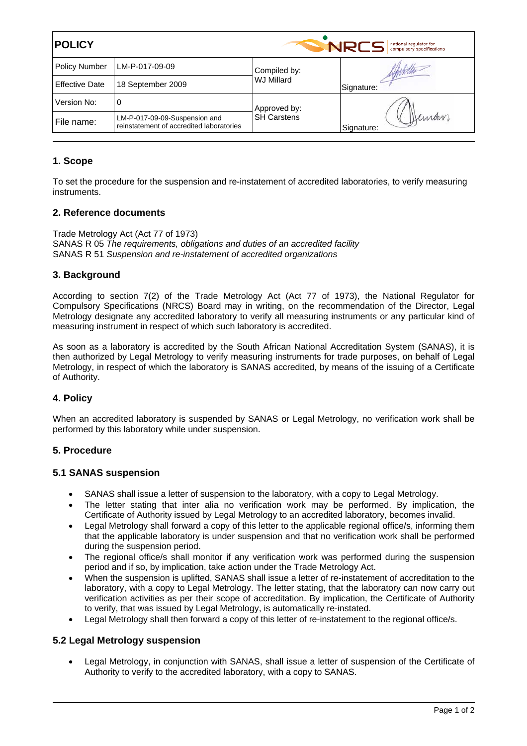| **POLICY** | | NRCS national regulator for compulsory specifications | |
|---|---|---|---|
| Policy Number | LM-P-017-09-09 | Compiled by: WJ Millard | Signature: |
| Effective Date | 18 September 2009 | | |
| Version No: | 0 | Approved by: SH Carstens | Signature: |
| File name: | LM-P-017-09-09-Suspension and reinstatement of accredited laboratories | | |

## 1. Scope

To set the procedure for the suspension and re-instatement of accredited laboratories, to verify measuring instruments.

## 2. Reference documents

Trade Metrology Act (Act 77 of 1973)
SANAS R 05 *The requirements, obligations and duties of an accredited facility*
SANAS R 51 *Suspension and re-instatement of accredited organizations*

## 3. Background

According to section 7(2) of the Trade Metrology Act (Act 77 of 1973), the National Regulator for Compulsory Specifications (NRCS) Board may in writing, on the recommendation of the Director, Legal Metrology designate any accredited laboratory to verify all measuring instruments or any particular kind of measuring instrument in respect of which such laboratory is accredited.

As soon as a laboratory is accredited by the South African National Accreditation System (SANAS), it is then authorized by Legal Metrology to verify measuring instruments for trade purposes, on behalf of Legal Metrology, in respect of which the laboratory is SANAS accredited, by means of the issuing of a Certificate of Authority.

## 4. Policy

When an accredited laboratory is suspended by SANAS or Legal Metrology, no verification work shall be performed by this laboratory while under suspension.

## 5. Procedure

### 5.1 SANAS suspension

- SANAS shall issue a letter of suspension to the laboratory, with a copy to Legal Metrology.
- The letter stating that inter alia no verification work may be performed. By implication, the Certificate of Authority issued by Legal Metrology to an accredited laboratory, becomes invalid.
- Legal Metrology shall forward a copy of this letter to the applicable regional office/s, informing them that the applicable laboratory is under suspension and that no verification work shall be performed during the suspension period.
- The regional office/s shall monitor if any verification work was performed during the suspension period and if so, by implication, take action under the Trade Metrology Act.
- When the suspension is uplifted, SANAS shall issue a letter of re-instatement of accreditation to the laboratory, with a copy to Legal Metrology. The letter stating, that the laboratory can now carry out verification activities as per their scope of accreditation. By implication, the Certificate of Authority to verify, that was issued by Legal Metrology, is automatically re-instated.
- Legal Metrology shall then forward a copy of this letter of re-instatement to the regional office/s.

### 5.2 Legal Metrology suspension

- Legal Metrology, in conjunction with SANAS, shall issue a letter of suspension of the Certificate of Authority to verify to the accredited laboratory, with a copy to SANAS.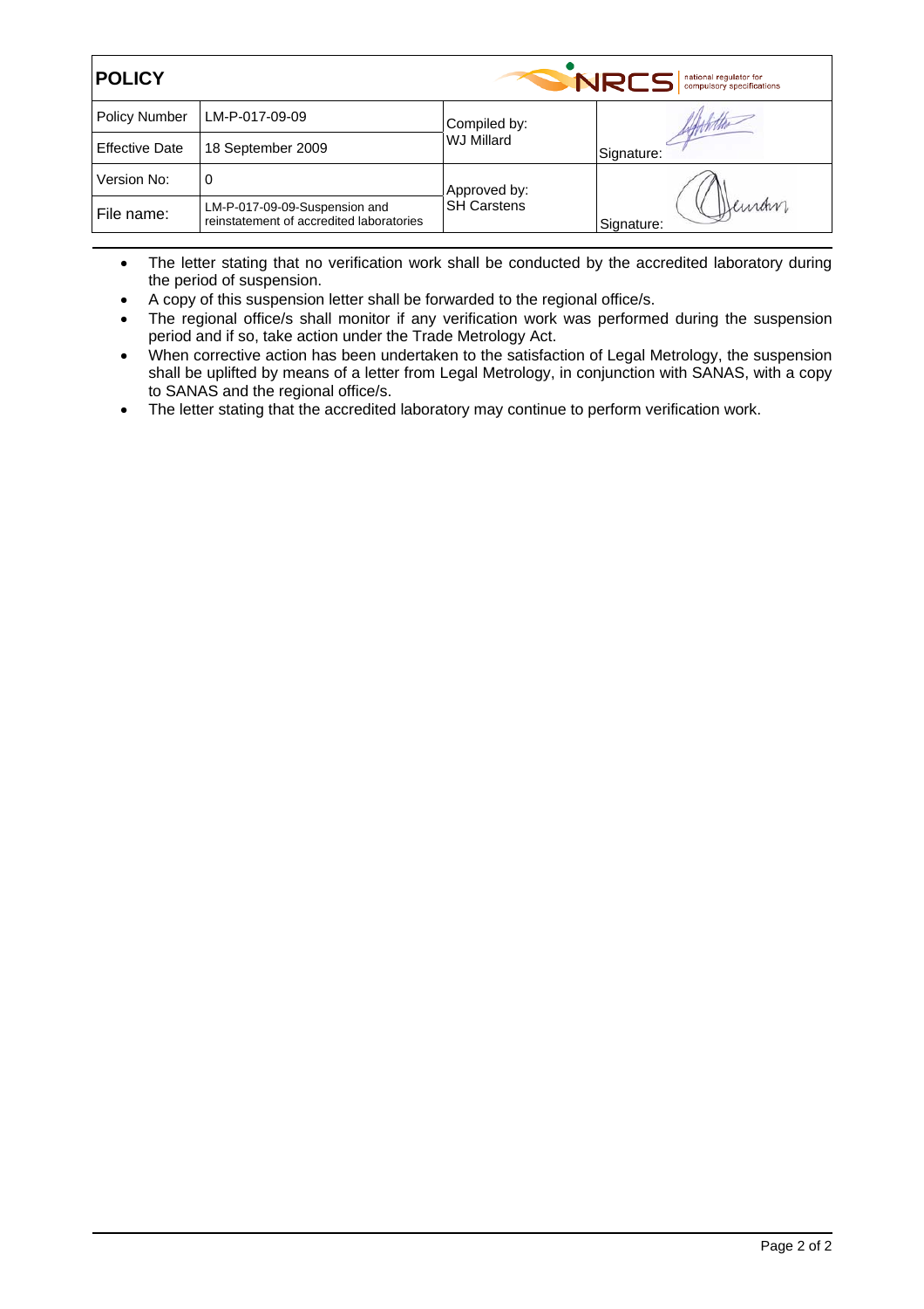- The letter stating that no verification work shall be conducted by the accredited laboratory during the period of suspension.
- A copy of this suspension letter shall be forwarded to the regional office/s.
- The regional office/s shall monitor if any verification work was performed during the suspension period and if so, take action under the Trade Metrology Act.
- When corrective action has been undertaken to the satisfaction of Legal Metrology, the suspension shall be uplifted by means of a letter from Legal Metrology, in conjunction with SANAS, with a copy to SANAS and the regional office/s.
- The letter stating that the accredited laboratory may continue to perform verification work.